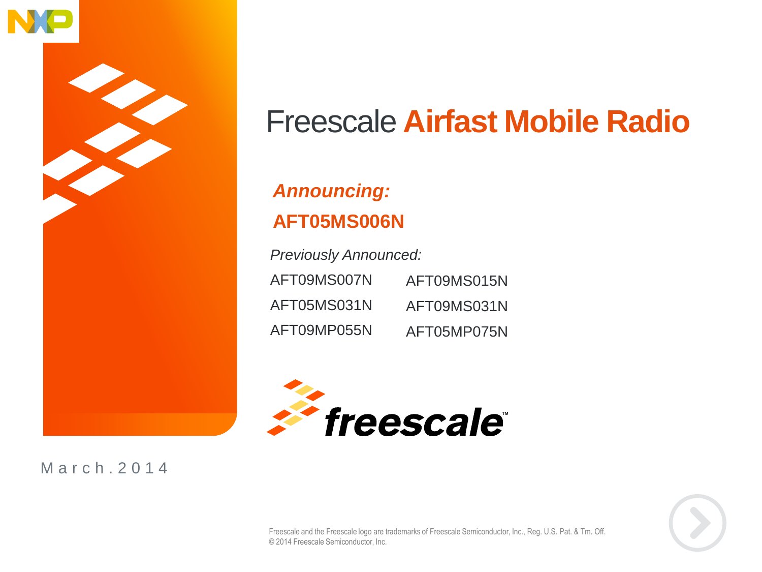# Freescale **Airfast Mobile Radio**

***Announcing:***

**AFT05MS006N**

*Previously Announced:*

| | |
|---|---|
| AFT09MS007N | AFT09MS015N |
| AFT05MS031N | AFT09MS031N |
| AFT09MP055N | AFT05MP075N |

March.2014

Freescale and the Freescale logo are trademarks of Freescale Semiconductor, Inc., Reg. U.S. Pat. & Tm. Off.
© 2014 Freescale Semiconductor, Inc.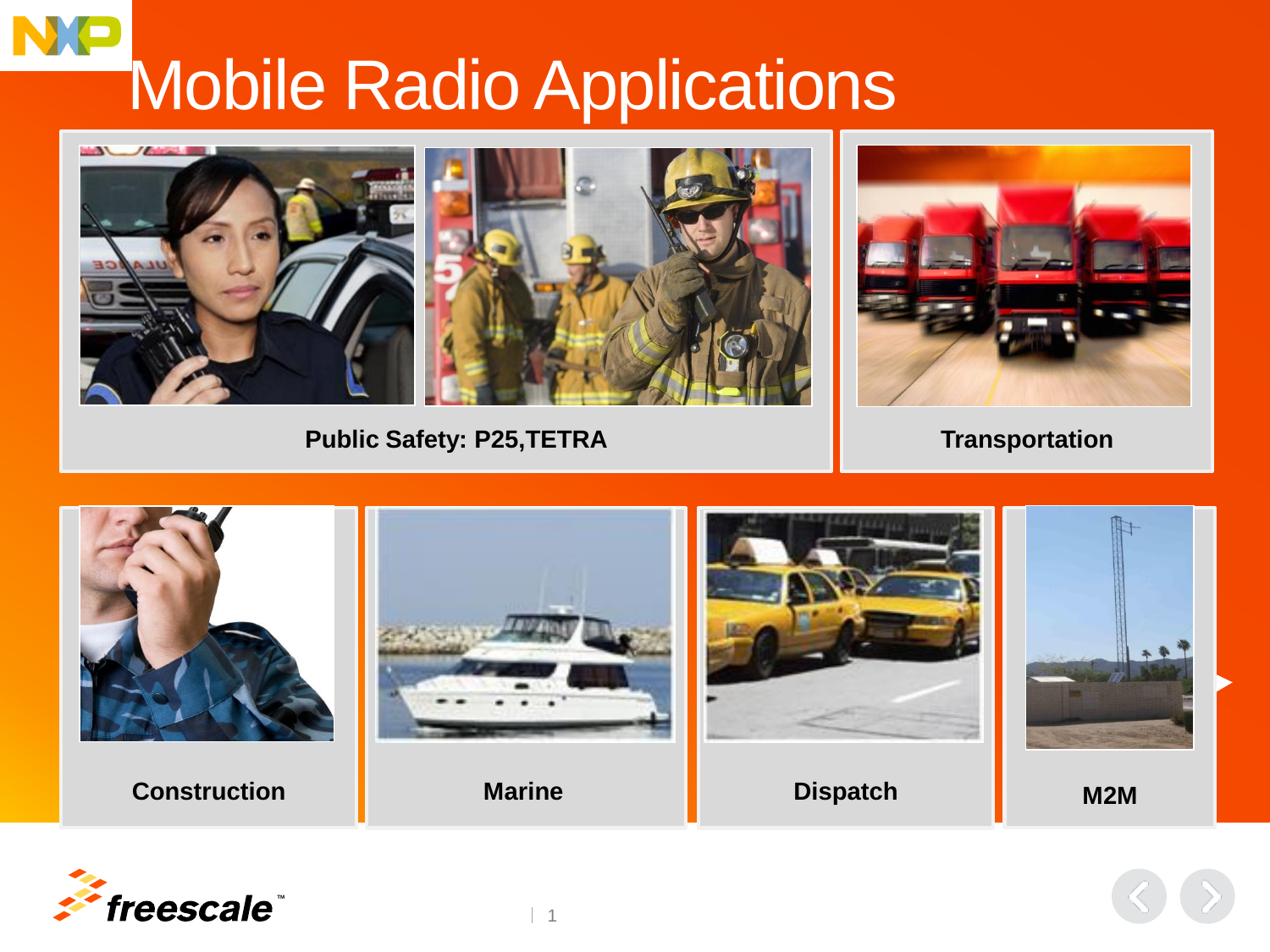# Mobile Radio Applications

**Public Safety: P25,TETRA**

**Transportation**

**Construction**

**Marine**

**Dispatch**

**M2M**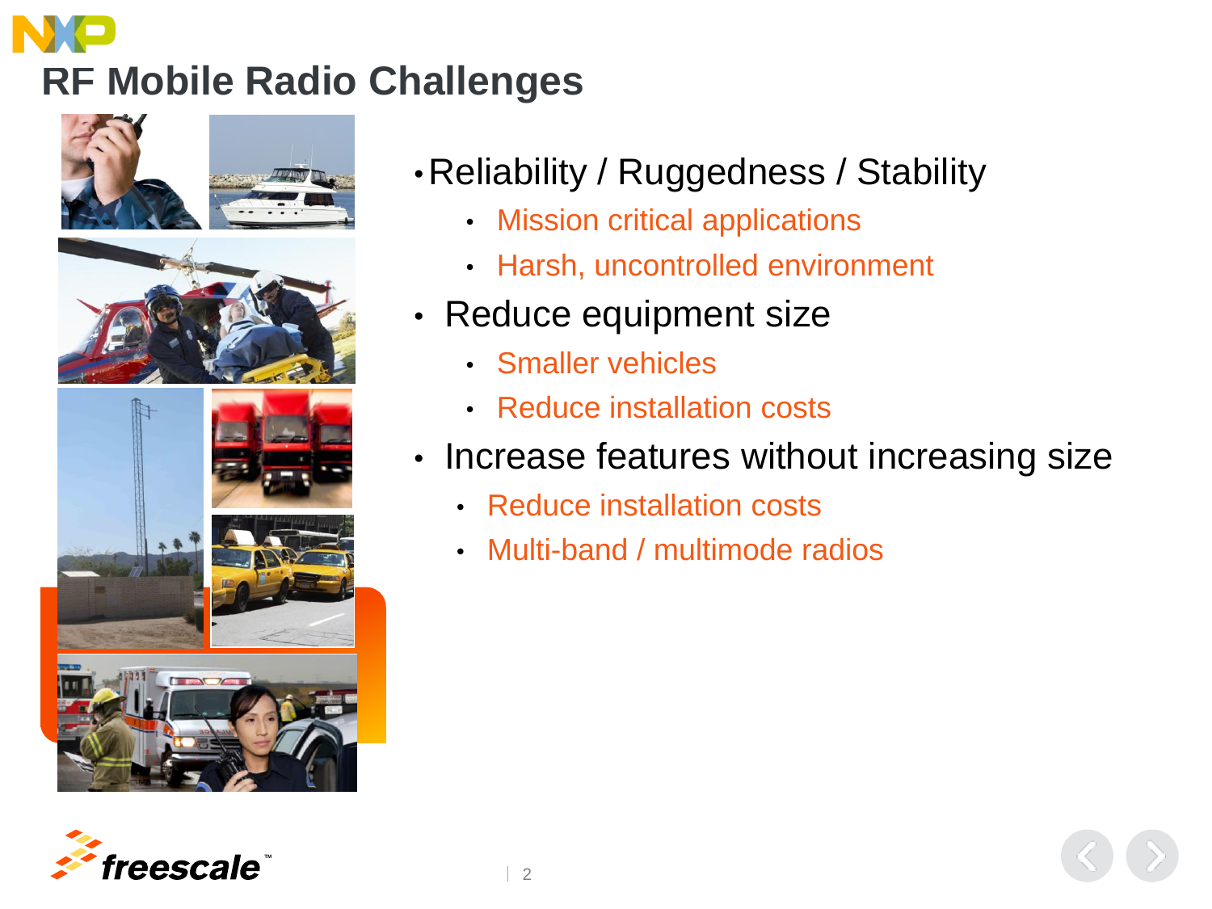# RF Mobile Radio Challenges

- Reliability / Ruggedness / Stability
  - Mission critical applications
  - Harsh, uncontrolled environment
- Reduce equipment size
  - Smaller vehicles
  - Reduce installation costs
- Increase features without increasing size
  - Reduce installation costs
  - Multi-band / multimode radios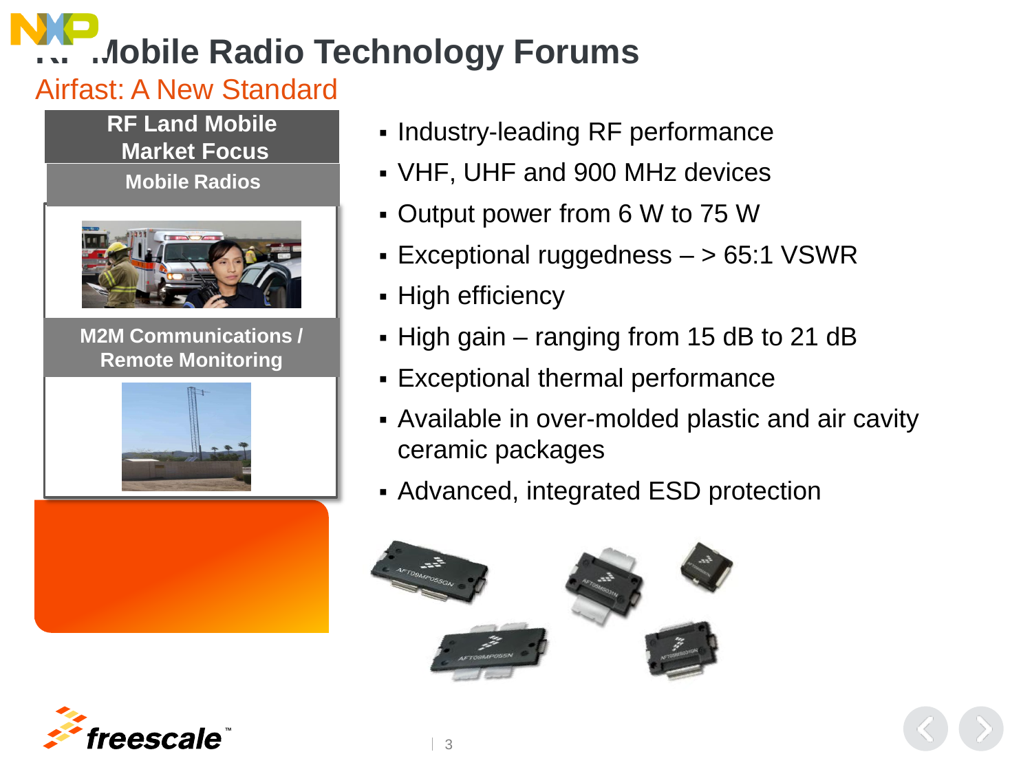# RF Mobile Radio Technology Forums

## Airfast: A New Standard

**RF Land Mobile Market Focus**

**Mobile Radios**

**M2M Communications / Remote Monitoring**

- Industry-leading RF performance
- VHF, UHF and 900 MHz devices
- Output power from 6 W to 75 W
- Exceptional ruggedness – > 65:1 VSWR
- High efficiency
- High gain – ranging from 15 dB to 21 dB
- Exceptional thermal performance
- Available in over-molded plastic and air cavity ceramic packages
- Advanced, integrated ESD protection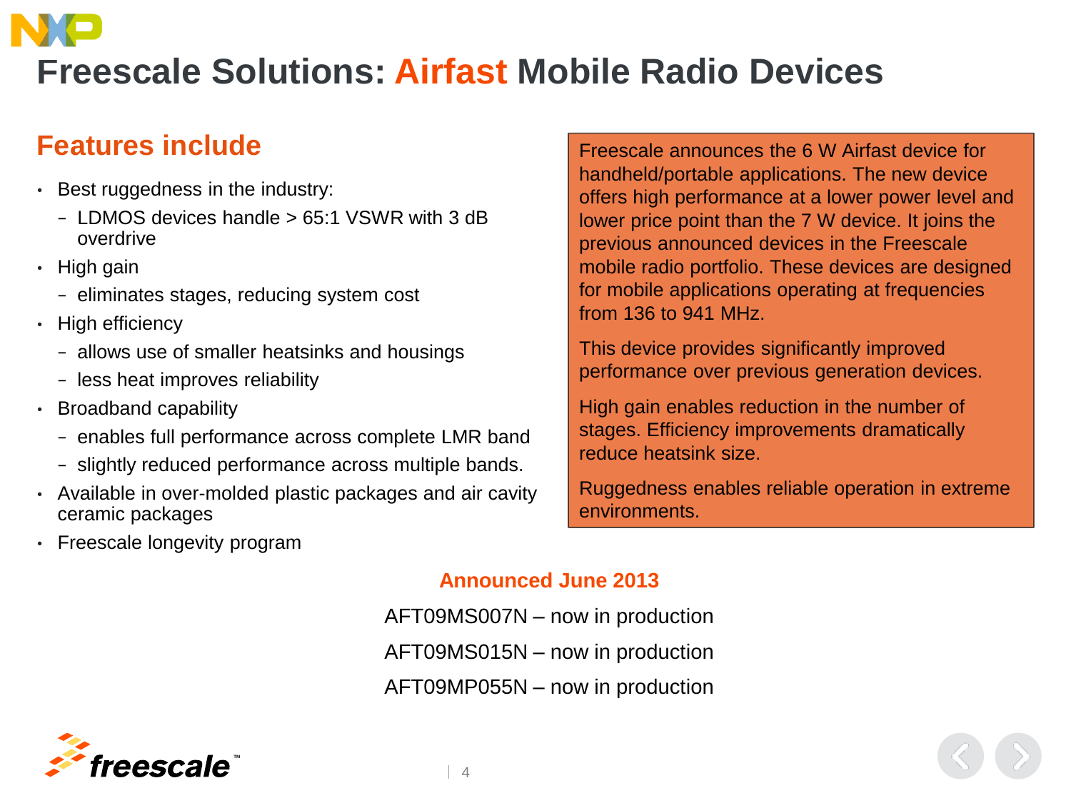# Freescale Solutions: Airfast Mobile Radio Devices

## Features include

- Best ruggedness in the industry:
  - LDMOS devices handle > 65:1 VSWR with 3 dB overdrive
- High gain
  - eliminates stages, reducing system cost
- High efficiency
  - allows use of smaller heatsinks and housings
  - less heat improves reliability
- Broadband capability
  - enables full performance across complete LMR band
  - slightly reduced performance across multiple bands.
- Available in over-molded plastic packages and air cavity ceramic packages
- Freescale longevity program

Freescale announces the 6 W Airfast device for handheld/portable applications. The new device offers high performance at a lower power level and lower price point than the 7 W device. It joins the previous announced devices in the Freescale mobile radio portfolio. These devices are designed for mobile applications operating at frequencies from 136 to 941 MHz.

This device provides significantly improved performance over previous generation devices.

High gain enables reduction in the number of stages. Efficiency improvements dramatically reduce heatsink size.

Ruggedness enables reliable operation in extreme environments.

**Announced June 2013**

AFT09MS007N – now in production

AFT09MS015N – now in production

AFT09MP055N – now in production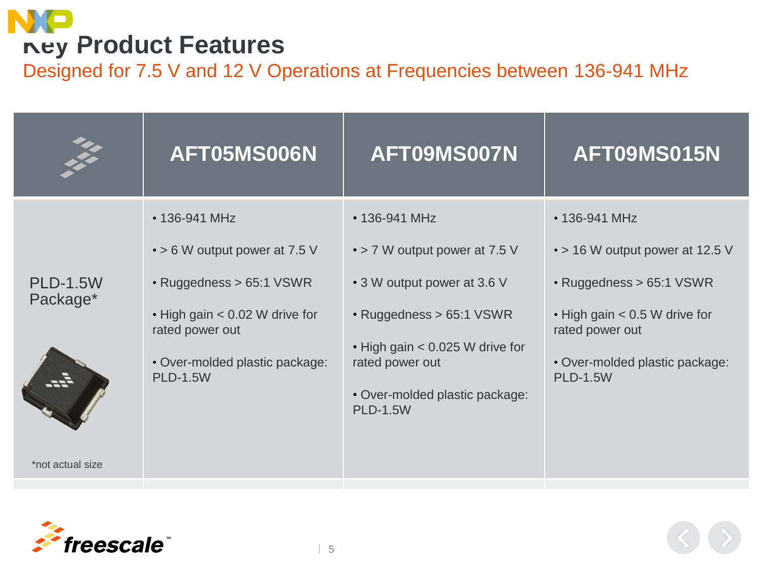# Key Product Features

## Designed for 7.5 V and 12 V Operations at Frequencies between 136-941 MHz

| | AFT05MS006N | AFT09MS007N | AFT09MS015N |
|---|---|---|---|
| PLD-1.5W Package*<br><br>*not actual size | • 136-941 MHz<br>• > 6 W output power at 7.5 V<br>• Ruggedness > 65:1 VSWR<br>• High gain < 0.02 W drive for rated power out<br>• Over-molded plastic package: PLD-1.5W | • 136-941 MHz<br>• > 7 W output power at 7.5 V<br>• 3 W output power at 3.6 V<br>• Ruggedness > 65:1 VSWR<br>• High gain < 0.025 W drive for rated power out<br>• Over-molded plastic package: PLD-1.5W | • 136-941 MHz<br>• > 16 W output power at 12.5 V<br>• Ruggedness > 65:1 VSWR<br>• High gain < 0.5 W drive for rated power out<br>• Over-molded plastic package: PLD-1.5W |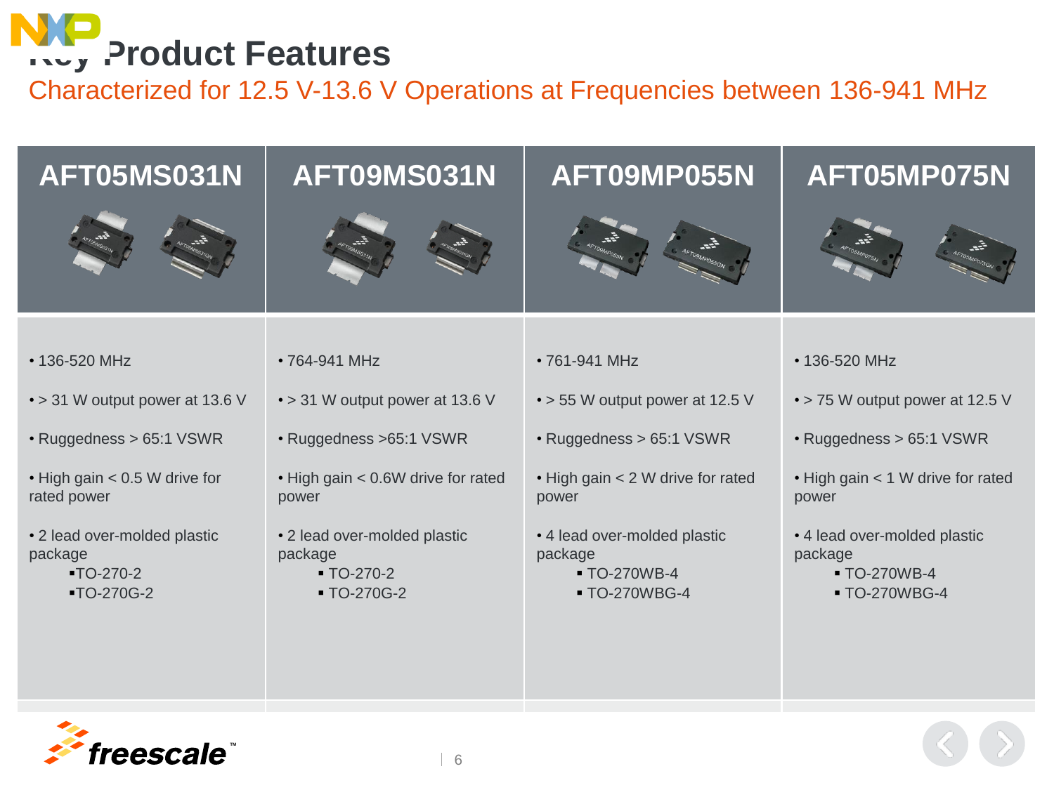# Key Product Features

## Characterized for 12.5 V-13.6 V Operations at Frequencies between 136-941 MHz

| AFT05MS031N | AFT09MS031N | AFT09MP055N | AFT05MP075N |
|---|---|---|---|
| • 136-520 MHz<br>• > 31 W output power at 13.6 V<br>• Ruggedness > 65:1 VSWR<br>• High gain < 0.5 W drive for rated power<br>• 2 lead over-molded plastic package<br>▪ TO-270-2<br>▪ TO-270G-2 | • 764-941 MHz<br>• > 31 W output power at 13.6 V<br>• Ruggedness >65:1 VSWR<br>• High gain < 0.6W drive for rated power<br>• 2 lead over-molded plastic package<br>▪ TO-270-2<br>▪ TO-270G-2 | • 761-941 MHz<br>• > 55 W output power at 12.5 V<br>• Ruggedness > 65:1 VSWR<br>• High gain < 2 W drive for rated power<br>• 4 lead over-molded plastic package<br>▪ TO-270WB-4<br>▪ TO-270WBG-4 | • 136-520 MHz<br>• > 75 W output power at 12.5 V<br>• Ruggedness > 65:1 VSWR<br>• High gain < 1 W drive for rated power<br>• 4 lead over-molded plastic package<br>▪ TO-270WB-4<br>▪ TO-270WBG-4 |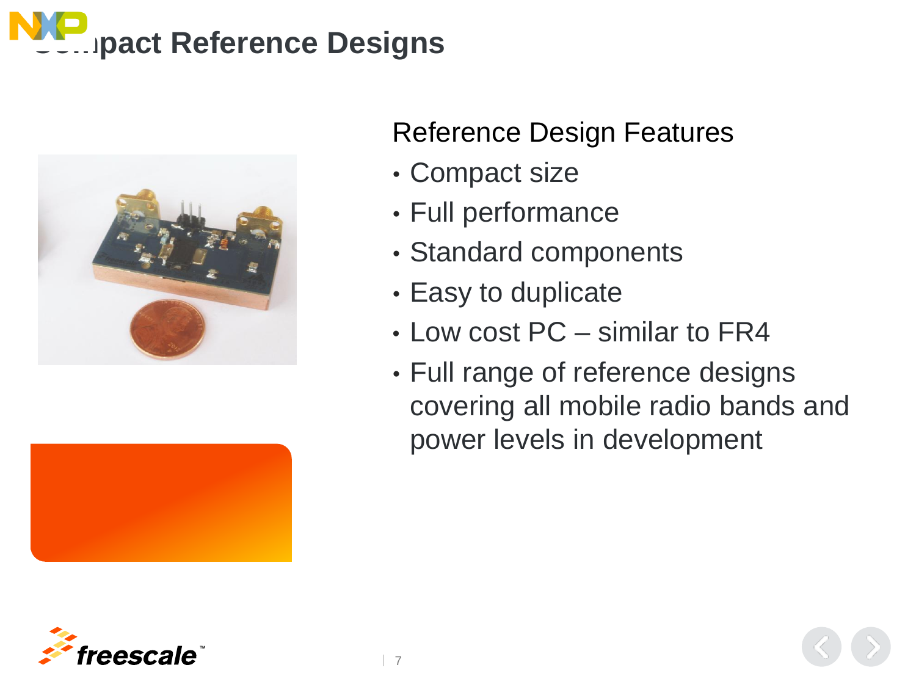# Compact Reference Designs

Reference Design Features

- Compact size
- Full performance
- Standard components
- Easy to duplicate
- Low cost PC – similar to FR4
- Full range of reference designs covering all mobile radio bands and power levels in development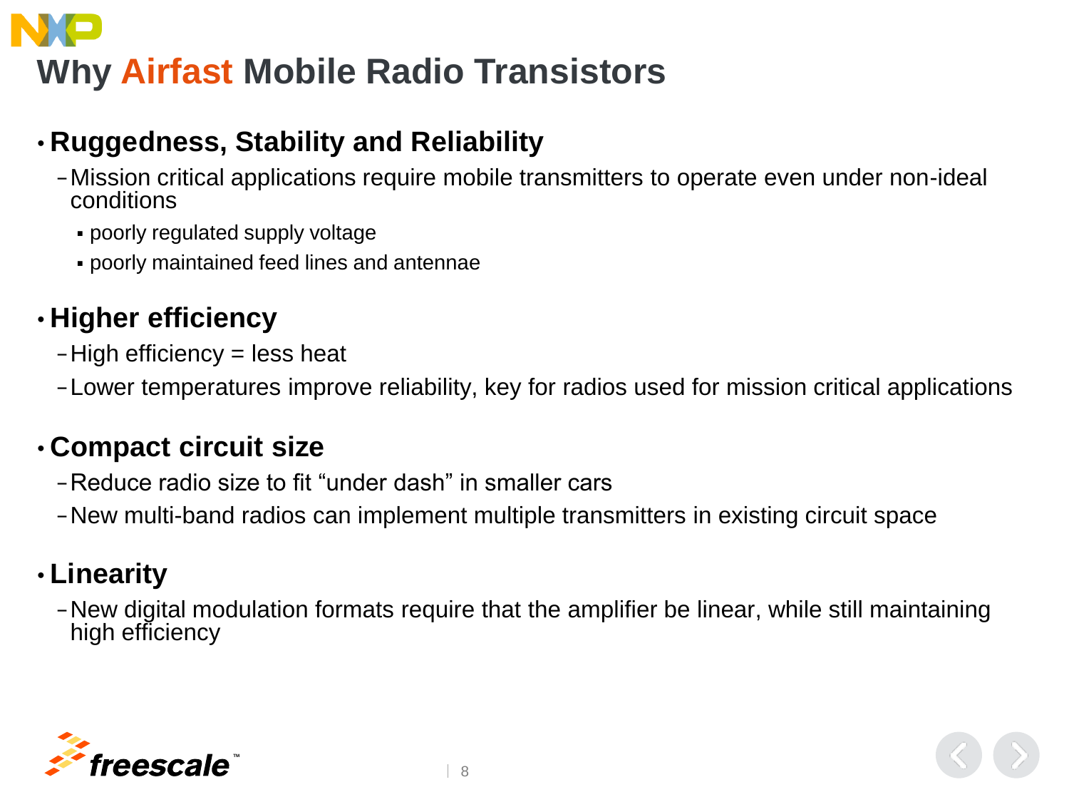# Why Airfast Mobile Radio Transistors

- **Ruggedness, Stability and Reliability**
  - Mission critical applications require mobile transmitters to operate even under non-ideal conditions
    - poorly regulated supply voltage
    - poorly maintained feed lines and antennae
- **Higher efficiency**
  - High efficiency = less heat
  - Lower temperatures improve reliability, key for radios used for mission critical applications
- **Compact circuit size**
  - Reduce radio size to fit "under dash" in smaller cars
  - New multi-band radios can implement multiple transmitters in existing circuit space
- **Linearity**
  - New digital modulation formats require that the amplifier be linear, while still maintaining high efficiency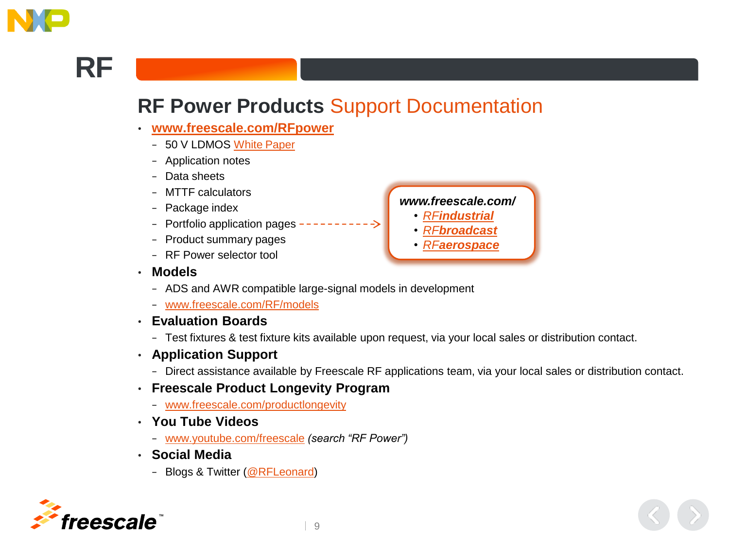# RF

## RF Power Products Support Documentation

- **www.freescale.com/RFpower**
  - 50 V LDMOS White Paper
  - Application notes
  - Data sheets
  - MTTF calculators
  - Package index
  - Portfolio application pages
  - Product summary pages
  - RF Power selector tool

***www.freescale.com/***
- *RF**industrial***
- *RF**broadcast***
- *RF**aerospace***

- **Models**
  - ADS and AWR compatible large-signal models in development
  - www.freescale.com/RF/models
- **Evaluation Boards**
  - Test fixtures & test fixture kits available upon request, via your local sales or distribution contact.
- **Application Support**
  - Direct assistance available by Freescale RF applications team, via your local sales or distribution contact.
- **Freescale Product Longevity Program**
  - www.freescale.com/productlongevity
- **You Tube Videos**
  - www.youtube.com/freescale *(search "RF Power")*
- **Social Media**
  - Blogs & Twitter (@RFLeonard)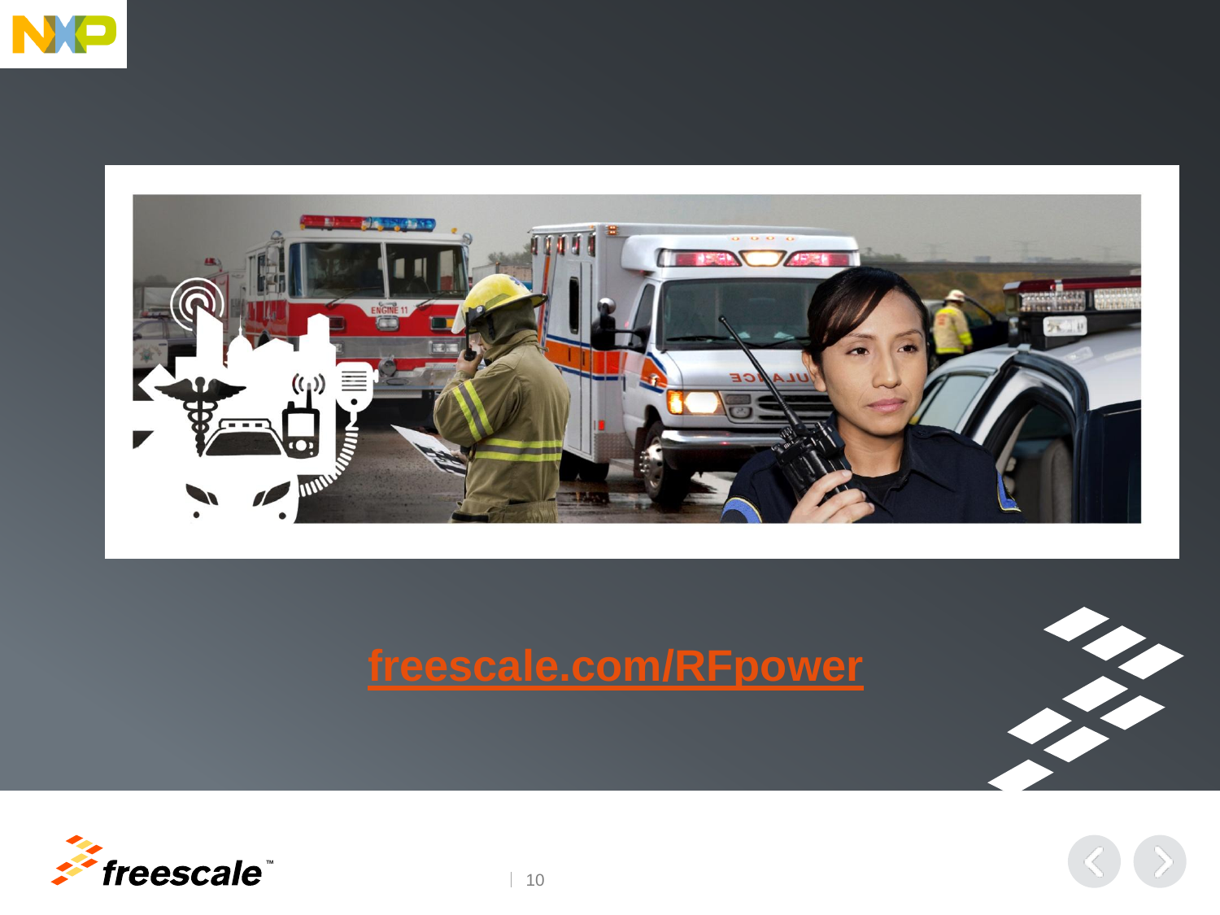freescale.com/RFpower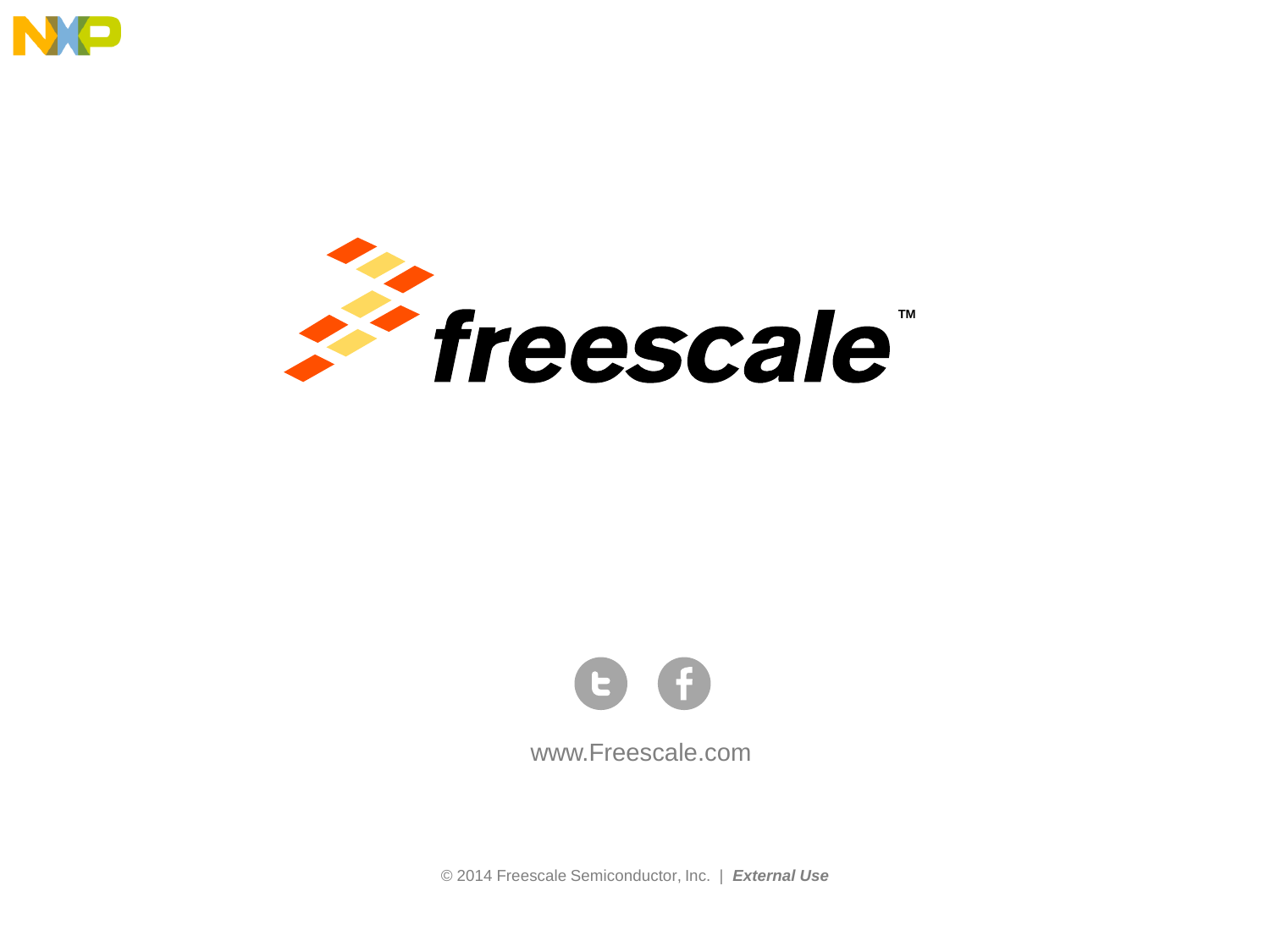www.Freescale.com

© 2014 Freescale Semiconductor, Inc. | ***External Use***